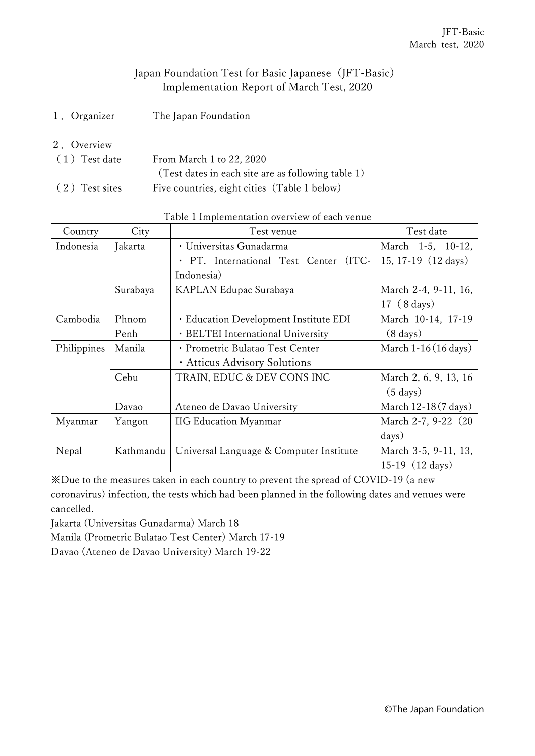# Japan Foundation Test for Basic Japanese（JFT-Basic）
## Implementation Report of March Test, 2020

１．Organizer　The Japan Foundation

２．Overview

（１）Test date　From March 1 to 22, 2020
（Test dates in each site are as following table 1）

（２）Test sites　Five countries, eight cities（Table 1 below）

Table 1 Implementation overview of each venue

| Country | City | Test venue | Test date |
|---|---|---|---|
| Indonesia | Jakarta | ・Universitas Gunadarma<br>・PT. International Test Center（ITC-Indonesia） | March 1-5, 10-12, 15, 17-19（12 days） |
| | Surabaya | KAPLAN Edupac Surabaya | March 2-4, 9-11, 16, 17（8 days） |
| Cambodia | Phnom Penh | ・Education Development Institute EDI<br>・BELTEI International University | March 10-14, 17-19（8 days） |
| Philippines | Manila | ・Prometric Bulatao Test Center<br>・Atticus Advisory Solutions | March 1-16（16 days） |
| | Cebu | TRAIN, EDUC & DEV CONS INC | March 2, 6, 9, 13, 16（5 days） |
| | Davao | Ateneo de Davao University | March 12-18（7 days） |
| Myanmar | Yangon | IIG Education Myanmar | March 2-7, 9-22（20 days） |
| Nepal | Kathmandu | Universal Language & Computer Institute | March 3-5, 9-11, 13, 15-19（12 days） |

※Due to the measures taken in each country to prevent the spread of COVID-19 (a new coronavirus) infection, the tests which had been planned in the following dates and venues were cancelled.

Jakarta (Universitas Gunadarma) March 18
Manila (Prometric Bulatao Test Center) March 17-19
Davao (Ateneo de Davao University) March 19-22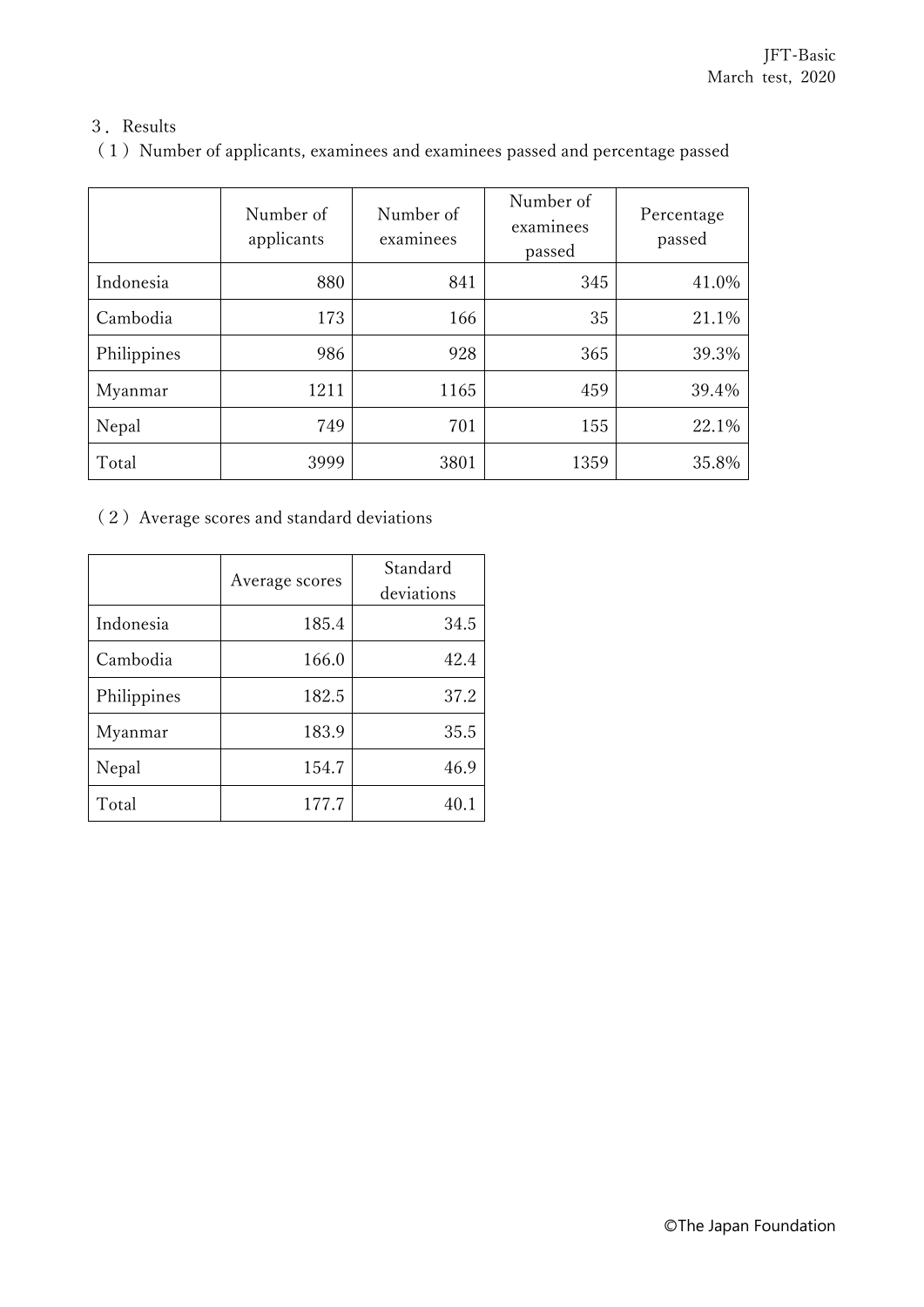## 3．Results

### （1）Number of applicants, examinees and examinees passed and percentage passed

| | Number of applicants | Number of examinees | Number of examinees passed | Percentage passed |
|---|---|---|---|---|
| Indonesia | 880 | 841 | 345 | 41.0% |
| Cambodia | 173 | 166 | 35 | 21.1% |
| Philippines | 986 | 928 | 365 | 39.3% |
| Myanmar | 1211 | 1165 | 459 | 39.4% |
| Nepal | 749 | 701 | 155 | 22.1% |
| Total | 3999 | 3801 | 1359 | 35.8% |

### （2）Average scores and standard deviations

| | Average scores | Standard deviations |
|---|---|---|
| Indonesia | 185.4 | 34.5 |
| Cambodia | 166.0 | 42.4 |
| Philippines | 182.5 | 37.2 |
| Myanmar | 183.9 | 35.5 |
| Nepal | 154.7 | 46.9 |
| Total | 177.7 | 40.1 |